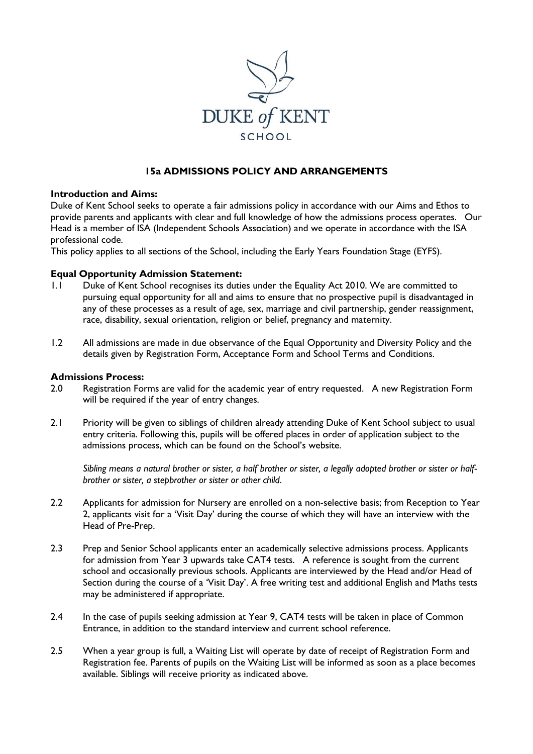DUKE *of* KENT

SCHOOL

# 15a ADMISSIONS POLICY AND ARRANGEMENTS

**Introduction and Aims:**

Duke of Kent School seeks to operate a fair admissions policy in accordance with our Aims and Ethos to provide parents and applicants with clear and full knowledge of how the admissions process operates. Our Head is a member of ISA (Independent Schools Association) and we operate in accordance with the ISA professional code.

This policy applies to all sections of the School, including the Early Years Foundation Stage (EYFS).

**Equal Opportunity Admission Statement:**

1.1 Duke of Kent School recognises its duties under the Equality Act 2010. We are committed to pursuing equal opportunity for all and aims to ensure that no prospective pupil is disadvantaged in any of these processes as a result of age, sex, marriage and civil partnership, gender reassignment, race, disability, sexual orientation, religion or belief, pregnancy and maternity.

1.2 All admissions are made in due observance of the Equal Opportunity and Diversity Policy and the details given by Registration Form, Acceptance Form and School Terms and Conditions.

**Admissions Process:**

2.0 Registration Forms are valid for the academic year of entry requested. A new Registration Form will be required if the year of entry changes.

2.1 Priority will be given to siblings of children already attending Duke of Kent School subject to usual entry criteria. Following this, pupils will be offered places in order of application subject to the admissions process, which can be found on the School's website.

*Sibling means a natural brother or sister, a half brother or sister, a legally adopted brother or sister or half-brother or sister, a stepbrother or sister or other child.*

2.2 Applicants for admission for Nursery are enrolled on a non-selective basis; from Reception to Year 2, applicants visit for a 'Visit Day' during the course of which they will have an interview with the Head of Pre-Prep.

2.3 Prep and Senior School applicants enter an academically selective admissions process. Applicants for admission from Year 3 upwards take CAT4 tests. A reference is sought from the current school and occasionally previous schools. Applicants are interviewed by the Head and/or Head of Section during the course of a 'Visit Day'. A free writing test and additional English and Maths tests may be administered if appropriate.

2.4 In the case of pupils seeking admission at Year 9, CAT4 tests will be taken in place of Common Entrance, in addition to the standard interview and current school reference.

2.5 When a year group is full, a Waiting List will operate by date of receipt of Registration Form and Registration fee. Parents of pupils on the Waiting List will be informed as soon as a place becomes available. Siblings will receive priority as indicated above.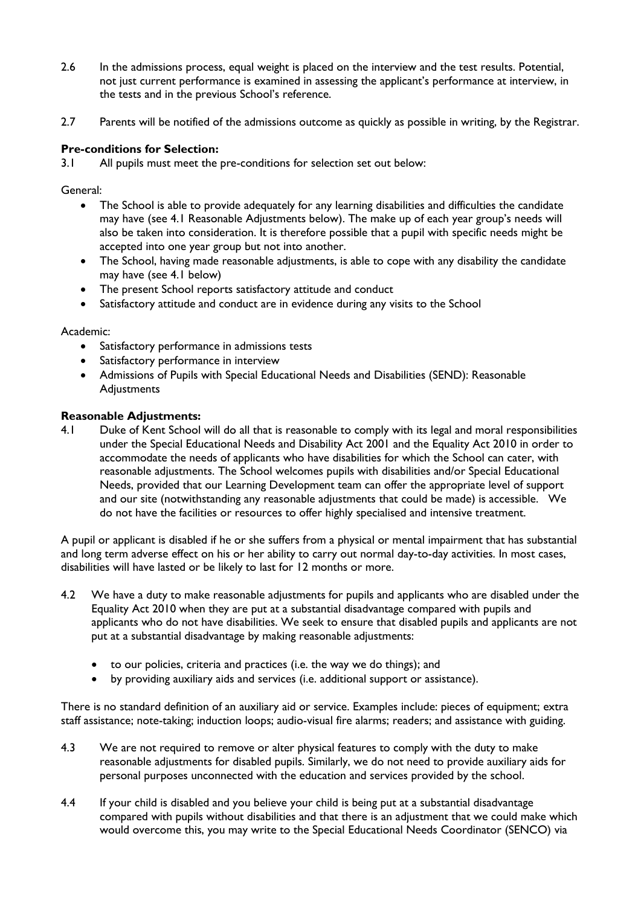2.6 In the admissions process, equal weight is placed on the interview and the test results. Potential, not just current performance is examined in assessing the applicant's performance at interview, in the tests and in the previous School's reference.

2.7 Parents will be notified of the admissions outcome as quickly as possible in writing, by the Registrar.

**Pre-conditions for Selection:**

3.1 All pupils must meet the pre-conditions for selection set out below:

General:

- The School is able to provide adequately for any learning disabilities and difficulties the candidate may have (see 4.1 Reasonable Adjustments below). The make up of each year group's needs will also be taken into consideration. It is therefore possible that a pupil with specific needs might be accepted into one year group but not into another.
- The School, having made reasonable adjustments, is able to cope with any disability the candidate may have (see 4.1 below)
- The present School reports satisfactory attitude and conduct
- Satisfactory attitude and conduct are in evidence during any visits to the School

Academic:

- Satisfactory performance in admissions tests
- Satisfactory performance in interview
- Admissions of Pupils with Special Educational Needs and Disabilities (SEND): Reasonable Adjustments

**Reasonable Adjustments:**

4.1 Duke of Kent School will do all that is reasonable to comply with its legal and moral responsibilities under the Special Educational Needs and Disability Act 2001 and the Equality Act 2010 in order to accommodate the needs of applicants who have disabilities for which the School can cater, with reasonable adjustments. The School welcomes pupils with disabilities and/or Special Educational Needs, provided that our Learning Development team can offer the appropriate level of support and our site (notwithstanding any reasonable adjustments that could be made) is accessible. We do not have the facilities or resources to offer highly specialised and intensive treatment.

A pupil or applicant is disabled if he or she suffers from a physical or mental impairment that has substantial and long term adverse effect on his or her ability to carry out normal day-to-day activities. In most cases, disabilities will have lasted or be likely to last for 12 months or more.

4.2 We have a duty to make reasonable adjustments for pupils and applicants who are disabled under the Equality Act 2010 when they are put at a substantial disadvantage compared with pupils and applicants who do not have disabilities. We seek to ensure that disabled pupils and applicants are not put at a substantial disadvantage by making reasonable adjustments:

- to our policies, criteria and practices (i.e. the way we do things); and
- by providing auxiliary aids and services (i.e. additional support or assistance).

There is no standard definition of an auxiliary aid or service. Examples include: pieces of equipment; extra staff assistance; note-taking; induction loops; audio-visual fire alarms; readers; and assistance with guiding.

4.3 We are not required to remove or alter physical features to comply with the duty to make reasonable adjustments for disabled pupils. Similarly, we do not need to provide auxiliary aids for personal purposes unconnected with the education and services provided by the school.

4.4 If your child is disabled and you believe your child is being put at a substantial disadvantage compared with pupils without disabilities and that there is an adjustment that we could make which would overcome this, you may write to the Special Educational Needs Coordinator (SENCO) via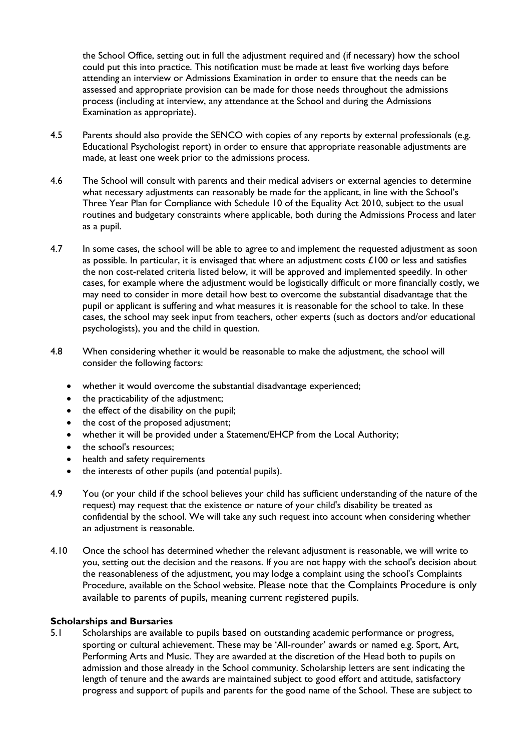the School Office, setting out in full the adjustment required and (if necessary) how the school could put this into practice. This notification must be made at least five working days before attending an interview or Admissions Examination in order to ensure that the needs can be assessed and appropriate provision can be made for those needs throughout the admissions process (including at interview, any attendance at the School and during the Admissions Examination as appropriate).

4.5 Parents should also provide the SENCO with copies of any reports by external professionals (e.g. Educational Psychologist report) in order to ensure that appropriate reasonable adjustments are made, at least one week prior to the admissions process.

4.6 The School will consult with parents and their medical advisers or external agencies to determine what necessary adjustments can reasonably be made for the applicant, in line with the School's Three Year Plan for Compliance with Schedule 10 of the Equality Act 2010, subject to the usual routines and budgetary constraints where applicable, both during the Admissions Process and later as a pupil.

4.7 In some cases, the school will be able to agree to and implement the requested adjustment as soon as possible. In particular, it is envisaged that where an adjustment costs £100 or less and satisfies the non cost-related criteria listed below, it will be approved and implemented speedily. In other cases, for example where the adjustment would be logistically difficult or more financially costly, we may need to consider in more detail how best to overcome the substantial disadvantage that the pupil or applicant is suffering and what measures it is reasonable for the school to take. In these cases, the school may seek input from teachers, other experts (such as doctors and/or educational psychologists), you and the child in question.

4.8 When considering whether it would be reasonable to make the adjustment, the school will consider the following factors:

- whether it would overcome the substantial disadvantage experienced;
- the practicability of the adjustment;
- the effect of the disability on the pupil;
- the cost of the proposed adjustment;
- whether it will be provided under a Statement/EHCP from the Local Authority;
- the school's resources;
- health and safety requirements
- the interests of other pupils (and potential pupils).

4.9 You (or your child if the school believes your child has sufficient understanding of the nature of the request) may request that the existence or nature of your child's disability be treated as confidential by the school. We will take any such request into account when considering whether an adjustment is reasonable.

4.10 Once the school has determined whether the relevant adjustment is reasonable, we will write to you, setting out the decision and the reasons. If you are not happy with the school's decision about the reasonableness of the adjustment, you may lodge a complaint using the school's Complaints Procedure, available on the School website. Please note that the Complaints Procedure is only available to parents of pupils, meaning current registered pupils.

**Scholarships and Bursaries**

5.1 Scholarships are available to pupils based on outstanding academic performance or progress, sporting or cultural achievement. These may be 'All-rounder' awards or named e.g. Sport, Art, Performing Arts and Music. They are awarded at the discretion of the Head both to pupils on admission and those already in the School community. Scholarship letters are sent indicating the length of tenure and the awards are maintained subject to good effort and attitude, satisfactory progress and support of pupils and parents for the good name of the School. These are subject to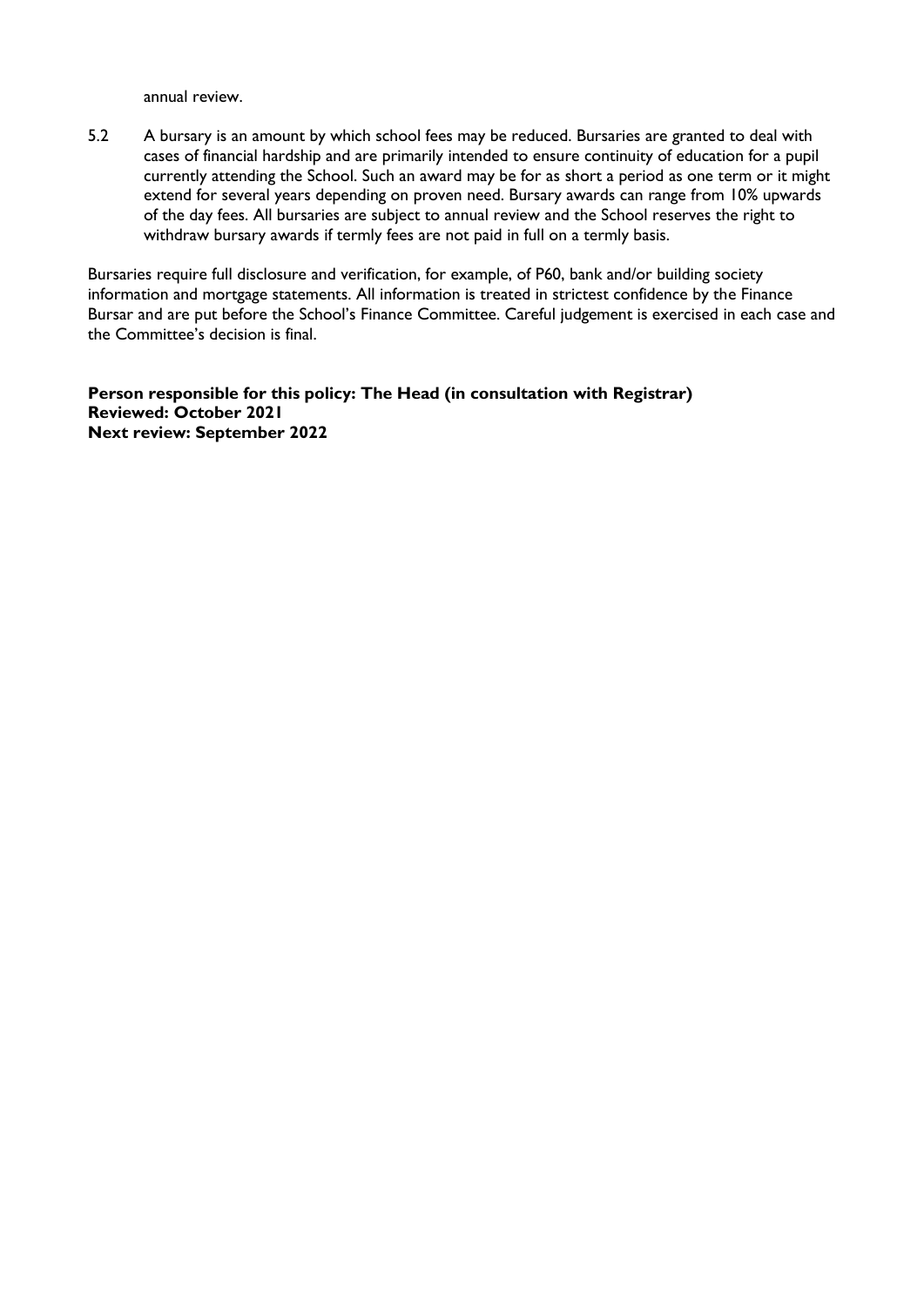annual review.

5.2 A bursary is an amount by which school fees may be reduced. Bursaries are granted to deal with cases of financial hardship and are primarily intended to ensure continuity of education for a pupil currently attending the School. Such an award may be for as short a period as one term or it might extend for several years depending on proven need. Bursary awards can range from 10% upwards of the day fees. All bursaries are subject to annual review and the School reserves the right to withdraw bursary awards if termly fees are not paid in full on a termly basis.

Bursaries require full disclosure and verification, for example, of P60, bank and/or building society information and mortgage statements. All information is treated in strictest confidence by the Finance Bursar and are put before the School's Finance Committee. Careful judgement is exercised in each case and the Committee's decision is final.

**Person responsible for this policy: The Head (in consultation with Registrar)**
**Reviewed: October 2021**
**Next review: September 2022**